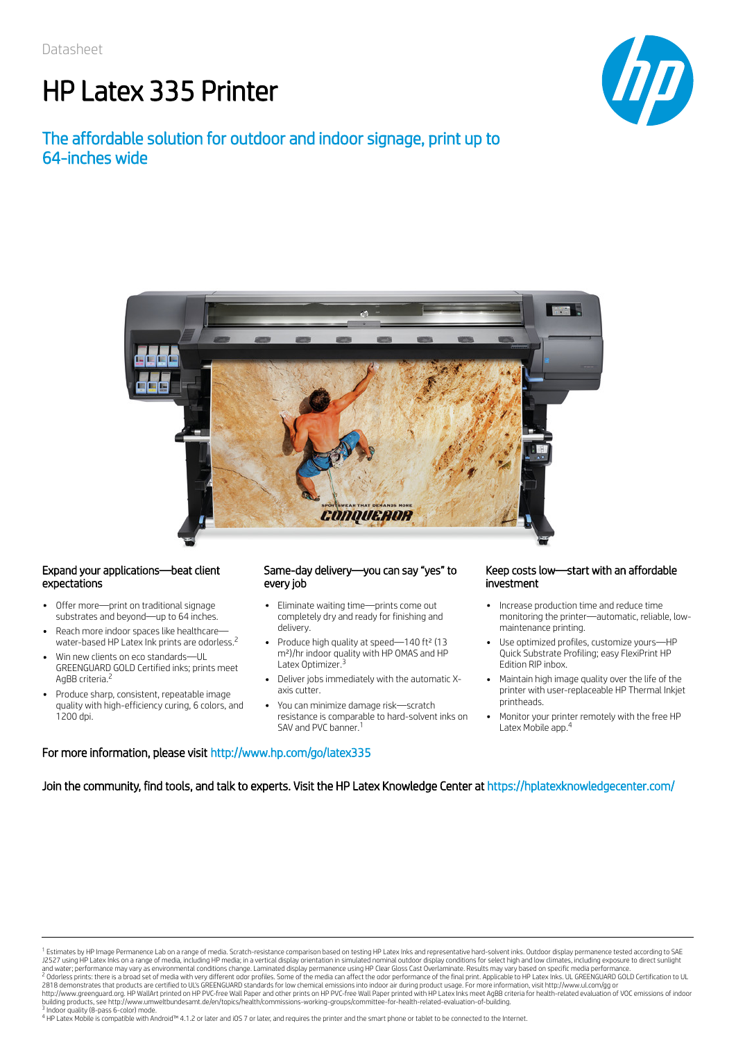Datasheet

# HP Latex 335 Printer

## The affordable solution for outdoor and indoor signage, print up to 64-inches wide

### Expand your applications—beat client expectations

- Offer more—print on traditional signage substrates and beyond—up to 64 inches.
- Reach more indoor spaces like healthcare—water-based HP Latex Ink prints are odorless.[2]
- Win new clients on eco standards—UL GREENGUARD GOLD Certified inks; prints meet AgBB criteria.[2]
- Produce sharp, consistent, repeatable image quality with high-efficiency curing, 6 colors, and 1200 dpi.

### Same-day delivery—you can say "yes" to every job

- Eliminate waiting time—prints come out completely dry and ready for finishing and delivery.
- Produce high quality at speed—140 ft² (13 m²)/hr indoor quality with HP OMAS and HP Latex Optimizer.[3]
- Deliver jobs immediately with the automatic X-axis cutter.
- You can minimize damage risk—scratch resistance is comparable to hard-solvent inks on SAV and PVC banner.[1]

### Keep costs low—start with an affordable investment

- Increase production time and reduce time monitoring the printer—automatic, reliable, low-maintenance printing.
- Use optimized profiles, customize yours—HP Quick Substrate Profiling; easy FlexiPrint HP Edition RIP inbox.
- Maintain high image quality over the life of the printer with user-replaceable HP Thermal Inkjet printheads.
- Monitor your printer remotely with the free HP Latex Mobile app.[4]

For more information, please visit http://www.hp.com/go/latex335

Join the community, find tools, and talk to experts. Visit the HP Latex Knowledge Center at https://hplatexknowledgecenter.com/

---

[1] Estimates by HP Image Permanence Lab on a range of media. Scratch-resistance comparison based on testing HP Latex Inks and representative hard-solvent inks. Outdoor display permanence tested according to SAE J2527 using HP Latex Inks on a range of media, including HP media; in a vertical display orientation in simulated nominal outdoor display conditions for select high and low climates, including exposure to direct sunlight and water; performance may vary as environmental conditions change. Laminated display permanence using HP Clear Gloss Cast Overlaminate. Results may vary based on specific media performance.

[2] Odorless prints: there is a broad set of media with very different odor profiles. Some of the media can affect the odor performance of the final print. Applicable to HP Latex Inks. UL GREENGUARD GOLD Certification to UL 2818 demonstrates that products are certified to UL's GREENGUARD standards for low chemical emissions into indoor air during product usage. For more information, visit http://www.ul.com/gg or http://www.greenguard.org. HP WallArt printed on HP PVC-free Wall Paper and other prints on HP PVC-free Wall Paper printed with HP Latex Inks meet AgBB criteria for health-related evaluation of VOC emissions of indoor building products, see http://www.umweltbundesamt.de/en/topics/health/commissions-working-groups/committee-for-health-related-evaluation-of-building.

[3] Indoor quality (8-pass 6-color) mode.

[4] HP Latex Mobile is compatible with Android™ 4.1.2 or later and iOS 7 or later, and requires the printer and the smart phone or tablet to be connected to the Internet.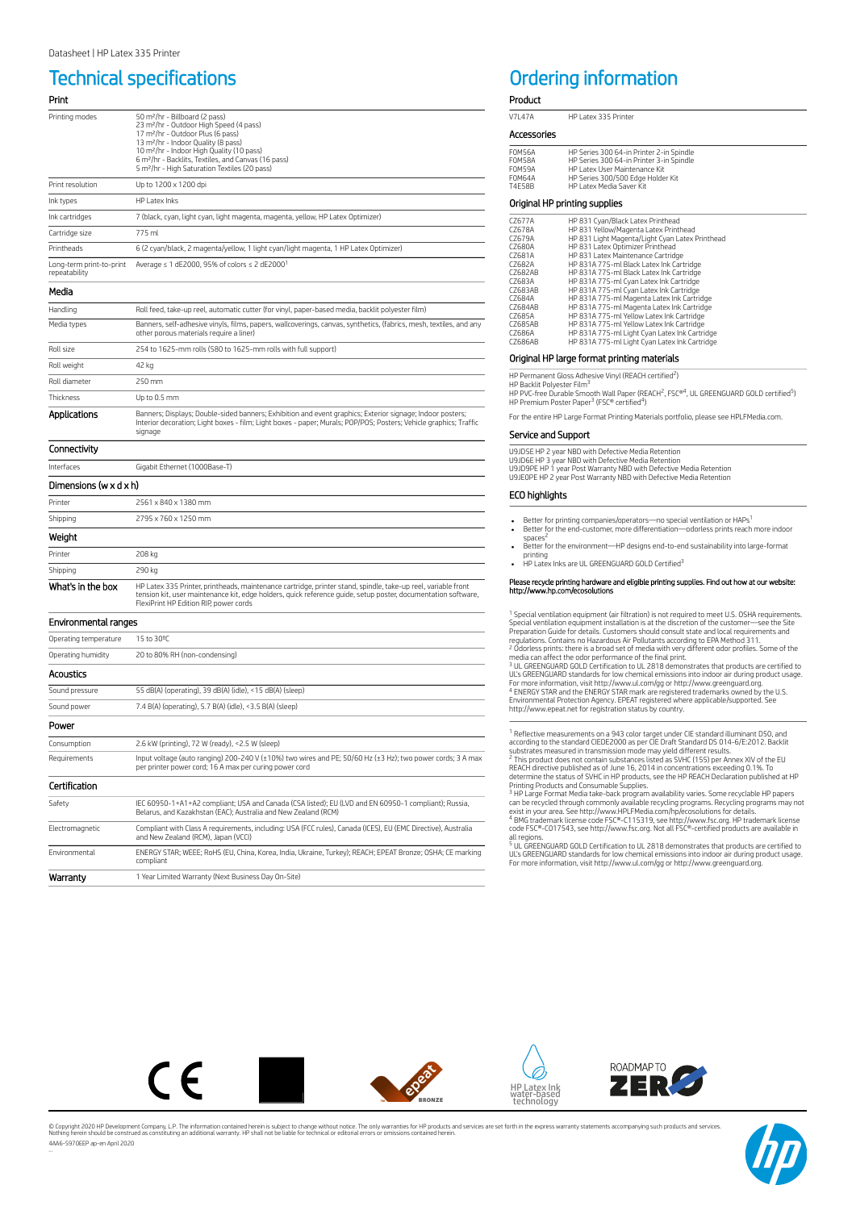# Technical specifications

## Print

| | |
|---|---|
| Printing modes | 50 m²/hr - Billboard (2 pass)<br>23 m²/hr - Outdoor High Speed (4 pass)<br>17 m²/hr - Outdoor Plus (6 pass)<br>13 m²/hr - Indoor Quality (8 pass)<br>10 m²/hr - Indoor High Quality (10 pass)<br>6 m²/hr - Backlits, Textiles, and Canvas (16 pass)<br>5 m²/hr - High Saturation Textiles (20 pass) |
| Print resolution | Up to 1200 x 1200 dpi |
| Ink types | HP Latex Inks |
| Ink cartridges | 7 (black, cyan, light cyan, light magenta, magenta, yellow, HP Latex Optimizer) |
| Cartridge size | 775 ml |
| Printheads | 6 (2 cyan/black, 2 magenta/yellow, 1 light cyan/light magenta, 1 HP Latex Optimizer) |
| Long-term print-to-print repeatability | Average ≤ 1 dE2000, 95% of colors ≤ 2 dE2000[1] |

## Media

| | |
|---|---|
| Handling | Roll feed, take-up reel, automatic cutter (for vinyl, paper-based media, backlit polyester film) |
| Media types | Banners, self-adhesive vinyls, films, papers, wallcoverings, canvas, synthetics, (fabrics, mesh, textiles, and any other porous materials require a liner) |
| Roll size | 254 to 1625-mm rolls (580 to 1625-mm rolls with full support) |
| Roll weight | 42 kg |
| Roll diameter | 250 mm |
| Thickness | Up to 0.5 mm |

## Applications

Banners; Displays; Double-sided banners; Exhibition and event graphics; Exterior signage; Indoor posters; Interior decoration; Light boxes - film; Light boxes - paper; Murals; POP/POS; Posters; Vehicle graphics; Traffic signage

## Connectivity

| | |
|---|---|
| Interfaces | Gigabit Ethernet (1000Base-T) |

## Dimensions (w x d x h)

| | |
|---|---|
| Printer | 2561 x 840 x 1380 mm |
| Shipping | 2795 x 760 x 1250 mm |

## Weight

| | |
|---|---|
| Printer | 208 kg |
| Shipping | 290 kg |

## What's in the box

HP Latex 335 Printer, printheads, maintenance cartridge, printer stand, spindle, take-up reel, variable front tension kit, user maintenance kit, edge holders, quick reference guide, setup poster, documentation software, FlexiPrint HP Edition RIP, power cords

## Environmental ranges

| | |
|---|---|
| Operating temperature | 15 to 30ºC |
| Operating humidity | 20 to 80% RH (non-condensing) |

## Acoustics

| | |
|---|---|
| Sound pressure | 55 dB(A) (operating), 39 dB(A) (idle), <15 dB(A) (sleep) |
| Sound power | 7.4 B(A) (operating), 5.7 B(A) (idle), <3.5 B(A) (sleep) |

## Power

| | |
|---|---|
| Consumption | 2.6 kW (printing), 72 W (ready), <2.5 W (sleep) |
| Requirements | Input voltage (auto ranging) 200-240 V (±10%) two wires and PE; 50/60 Hz (±3 Hz); two power cords; 3 A max per printer power cord; 16 A max per curing power cord |

## Certification

| | |
|---|---|
| Safety | IEC 60950-1+A1+A2 compliant; USA and Canada (CSA listed); EU (LVD and EN 60950-1 compliant); Russia, Belarus, and Kazakhstan (EAC); Australia and New Zealand (RCM) |
| Electromagnetic | Compliant with Class A requirements, including: USA (FCC rules), Canada (ICES), EU (EMC Directive), Australia and New Zealand (RCM), Japan (VCCI) |
| Environmental | ENERGY STAR; WEEE; RoHS (EU, China, Korea, India, Ukraine, Turkey); REACH; EPEAT Bronze; OSHA; CE marking compliant |

## Warranty

1 Year Limited Warranty (Next Business Day On-Site)

# Ordering information

## Product

| | |
|---|---|
| V7L47A | HP Latex 335 Printer |

## Accessories

| | |
|---|---|
| F0M56A | HP Series 300 64-in Printer 2-in Spindle |
| F0M58A | HP Series 300 64-in Printer 3-in Spindle |
| F0M59A | HP Latex User Maintenance Kit |
| F0M64A | HP Series 300/500 Edge Holder Kit |
| T4E58B | HP Latex Media Saver Kit |

## Original HP printing supplies

| | |
|---|---|
| CZ677A | HP 831 Cyan/Black Latex Printhead |
| CZ678A | HP 831 Yellow/Magenta Latex Printhead |
| CZ679A | HP 831 Light Magenta/Light Cyan Latex Printhead |
| CZ680A | HP 831 Latex Optimizer Printhead |
| CZ681A | HP 831 Latex Maintenance Cartridge |
| CZ682A | HP 831A 775-ml Black Latex Ink Cartridge |
| CZ682AB | HP 831A 775-ml Black Latex Ink Cartridge |
| CZ683A | HP 831A 775-ml Cyan Latex Ink Cartridge |
| CZ683AB | HP 831A 775-ml Cyan Latex Ink Cartridge |
| CZ684A | HP 831A 775-ml Magenta Latex Ink Cartridge |
| CZ684AB | HP 831A 775-ml Magenta Latex Ink Cartridge |
| CZ685A | HP 831A 775-ml Yellow Latex Ink Cartridge |
| CZ685AB | HP 831A 775-ml Yellow Latex Ink Cartridge |
| CZ686A | HP 831A 775-ml Light Cyan Latex Ink Cartridge |
| CZ686AB | HP 831A 775-ml Light Cyan Latex Ink Cartridge |

## Original HP large format printing materials

HP Permanent Gloss Adhesive Vinyl (REACH certified[2])
HP Backlit Polyester Film[3]
HP PVC-free Durable Smooth Wall Paper (REACH[2], FSC®[4], UL GREENGUARD GOLD certified[5])
HP Premium Poster Paper[3] (FSC® certified[4])

For the entire HP Large Format Printing Materials portfolio, please see HPLFMedia.com.

## Service and Support

U9JD5E HP 2 year NBD with Defective Media Retention
U9JD6E HP 3 year NBD with Defective Media Retention
U9JD9PE HP 1 year Post Warranty NBD with Defective Media Retention
U9JE0PE HP 2 year Post Warranty NBD with Defective Media Retention

## ECO highlights

- Better for printing companies/operators—no special ventilation or HAPs[1]
- Better for the end-customer, more differentiation—odorless prints reach more indoor spaces[2]
- Better for the environment—HP designs end-to-end sustainability into large-format printing
- HP Latex Inks are UL GREENGUARD GOLD Certified[3]

**Please recycle printing hardware and eligible printing supplies. Find out how at our website: http://www.hp.com/ecosolutions**

[1] Special ventilation equipment (air filtration) is not required to meet U.S. OSHA requirements. Special ventilation equipment installation is at the discretion of the customer—see the Site Preparation Guide for details. Customers should consult state and local requirements and regulations. Contains no Hazardous Air Pollutants according to EPA Method 311.
[2] Odorless prints: there is a broad set of media with very different odor profiles. Some of the media can affect the odor performance of the final print.
[3] UL GREENGUARD GOLD Certification to UL 2818 demonstrates that products are certified to UL's GREENGUARD standards for low chemical emissions into indoor air during product usage. For more information, visit http://www.ul.com/gg or http://www.greenguard.org.
[4] ENERGY STAR and the ENERGY STAR mark are registered trademarks owned by the U.S. Environmental Protection Agency. EPEAT registered where applicable/supported. See http://www.epeat.net for registration status by country.

[1] Reflective measurements on a 943 color target under CIE standard illuminant D50, and according to the standard CIEDE2000 as per CIE Draft Standard DS 014-6/E:2012. Backlit substrates measured in transmission mode may yield different results.
[2] This product does not contain substances listed as SVHC (155) per Annex XIV of the EU REACH directive published as of June 16, 2014 in concentrations exceeding 0.1%. To determine the status of SVHC in HP products, see the HP REACH Declaration published at HP Printing Products and Consumable Supplies.
[3] HP Large Format Media take-back program availability varies. Some recyclable HP papers can be recycled through commonly available recycling programs. Recycling programs may not exist in your area. See http://www.HPLFMedia.com/hp/ecosolutions for details.
[4] BMG trademark license code FSC®-C115319, see http://www.fsc.org. HP trademark license code FSC®-C017543, see http://www.fsc.org. Not all FSC®-certified products are available in all regions.
[5] UL GREENGUARD GOLD Certification to UL 2818 demonstrates that products are certified to UL's GREENGUARD standards for low chemical emissions into indoor air during product usage. For more information, visit http://www.ul.com/gg or http://www.greenguard.org.

HP Latex Ink water-based technology

ROADMAP TO ZERO

© Copyright 2020 HP Development Company, L.P. The information contained herein is subject to change without notice. The only warranties for HP products and services are set forth in the express warranty statements accompanying such products and services. Nothing herein should be construed as constituting an additional warranty. HP shall not be liable for technical or editorial errors or omissions contained herein.

4AA6-5970EEP ap-en April 2020